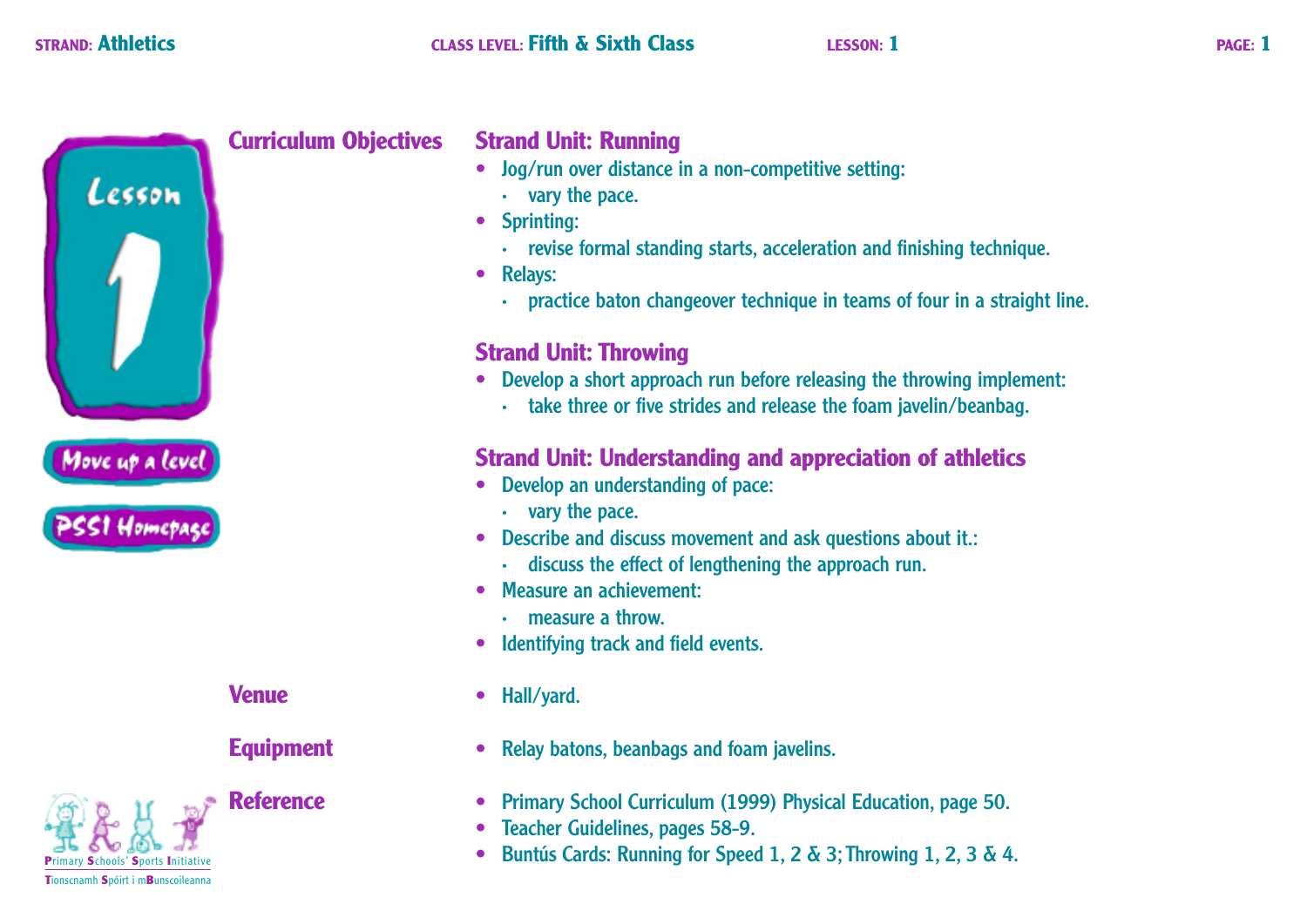STRAND: Athletics CLASS LEVEL: Fifth & Sixth Class LESSON: 1

# Lesson 1

Move up a level

PSSI Homepage

## Curriculum Objectives

### Strand Unit: Running

- Jog/run over distance in a non-competitive setting:
  - vary the pace.
- Sprinting:
  - revise formal standing starts, acceleration and finishing technique.
- Relays:
  - practice baton changeover technique in teams of four in a straight line.

### Strand Unit: Throwing

- Develop a short approach run before releasing the throwing implement:
  - take three or five strides and release the foam javelin/beanbag.

### Strand Unit: Understanding and appreciation of athletics

- Develop an understanding of pace:
  - vary the pace.
- Describe and discuss movement and ask questions about it.:
  - discuss the effect of lengthening the approach run.
- Measure an achievement:
  - measure a throw.
- Identifying track and field events.

## Venue

- Hall/yard.

## Equipment

- Relay batons, beanbags and foam javelins.

## Reference

- Primary School Curriculum (1999) Physical Education, page 50.
- Teacher Guidelines, pages 58-9.
- Buntús Cards: Running for Speed 1, 2 & 3; Throwing 1, 2, 3 & 4.

Primary Schools' Sports Initiative
Tionscnamh Spóirt i mBunscoileanna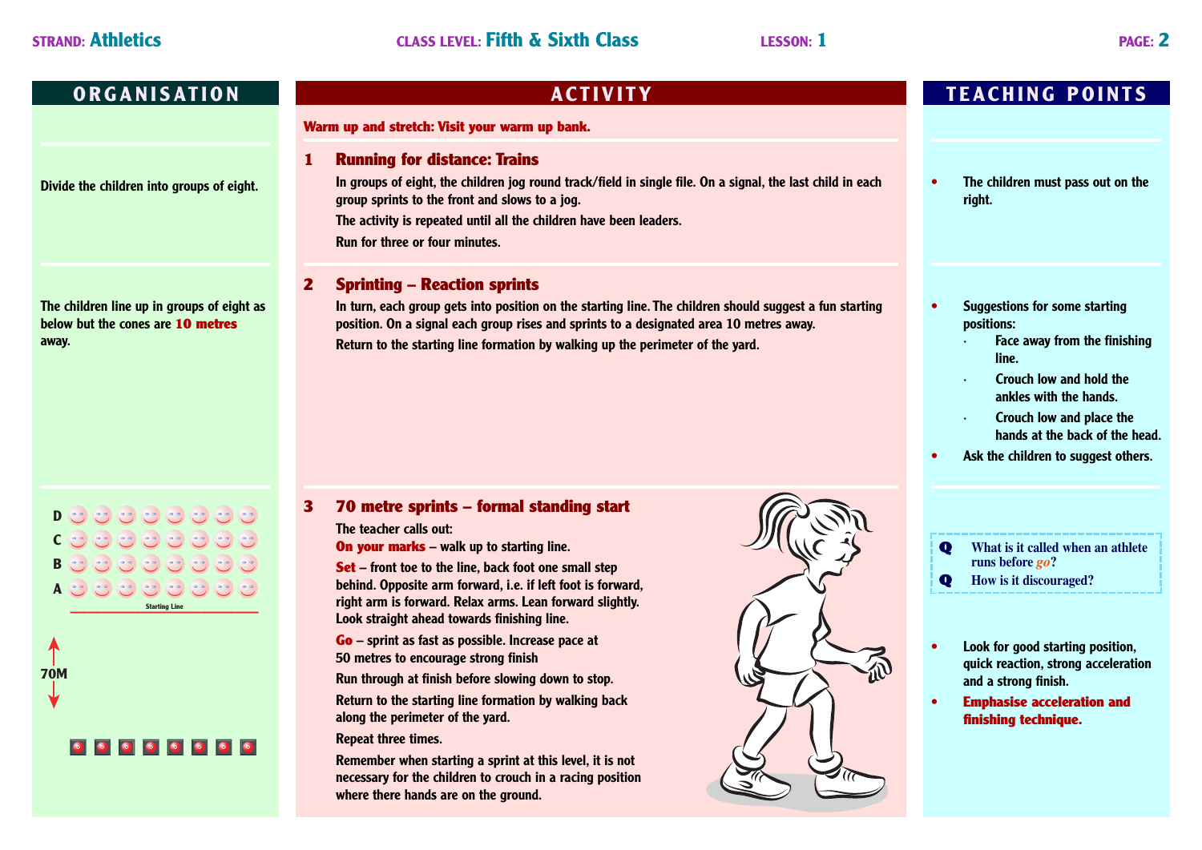**STRAND:** Athletics **CLASS LEVEL:** Fifth & Sixth Class **LESSON:** 1

## ORGANISATION

Divide the children into groups of eight.

The children line up in groups of eight as below but the cones are **10 metres** away.

D
C
B
A
Starting Line

70M

## ACTIVITY

**Warm up and stretch: Visit your warm up bank.**

### 1 Running for distance: Trains

In groups of eight, the children jog round track/field in single file. On a signal, the last child in each group sprints to the front and slows to a jog.

The activity is repeated until all the children have been leaders.

Run for three or four minutes.

### 2 Sprinting – Reaction sprints

In turn, each group gets into position on the starting line. The children should suggest a fun starting position. On a signal each group rises and sprints to a designated area 10 metres away.

Return to the starting line formation by walking up the perimeter of the yard.

### 3 70 metre sprints – formal standing start

The teacher calls out:

**On your marks** – walk up to starting line.

**Set** – front toe to the line, back foot one small step behind. Opposite arm forward, i.e. if left foot is forward, right arm is forward. Relax arms. Lean forward slightly. Look straight ahead towards finishing line.

**Go** – sprint as fast as possible. Increase pace at 50 metres to encourage strong finish

Run through at finish before slowing down to stop.

Return to the starting line formation by walking back along the perimeter of the yard.

Repeat three times.

Remember when starting a sprint at this level, it is not necessary for the children to crouch in a racing position where there hands are on the ground.

## TEACHING POINTS

- The children must pass out on the right.

- Suggestions for some starting positions:
  - Face away from the finishing line.
  - Crouch low and hold the ankles with the hands.
  - Crouch low and place the hands at the back of the head.
- Ask the children to suggest others.

**Q** What is it called when an athlete runs before *go*?

**Q** How is it discouraged?

- Look for good starting position, quick reaction, strong acceleration and a strong finish.
- **Emphasise acceleration and finishing technique.**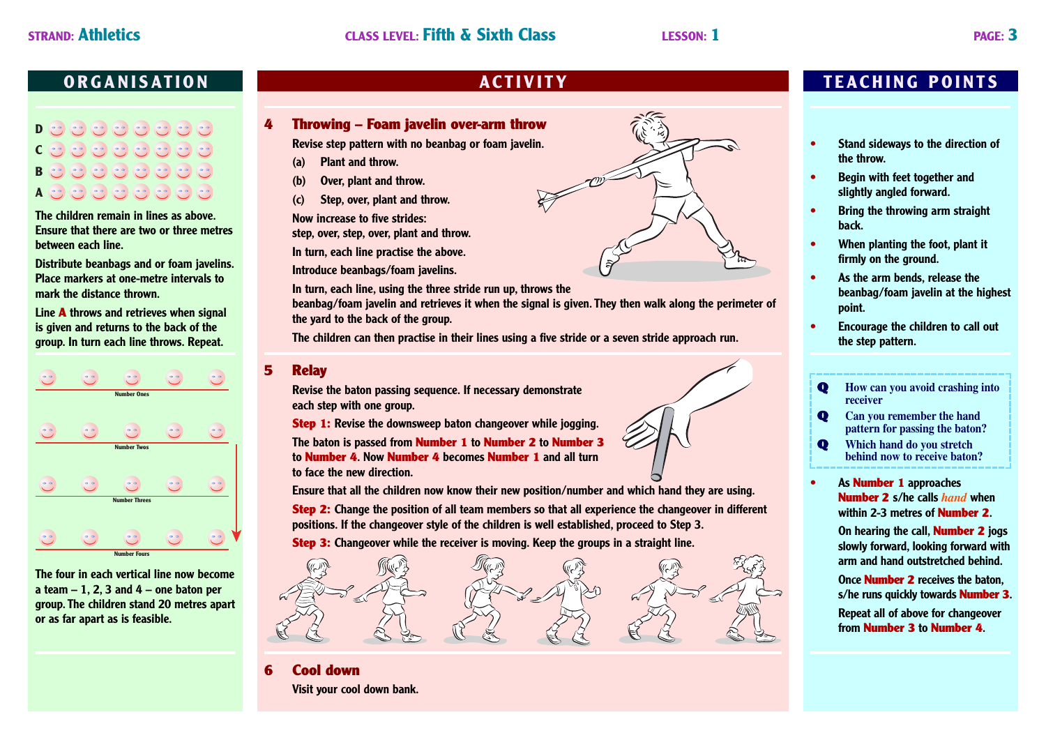**STRAND: Athletics** **CLASS LEVEL: Fifth & Sixth Class** **LESSON: 1**

## ORGANISATION

D
C
B
A

The children remain in lines as above. Ensure that there are two or three metres between each line.

Distribute beanbags and or foam javelins. Place markers at one-metre intervals to mark the distance thrown.

Line **A** throws and retrieves when signal is given and returns to the back of the group. In turn each line throws. Repeat.

Number Ones

Number Twos

Number Threes

Number Fours

The four in each vertical line now become a team – 1, 2, 3 and 4 – one baton per group. The children stand 20 metres apart or as far apart as is feasible.

## ACTIVITY

### 4 Throwing – Foam javelin over-arm throw

Revise step pattern with no beanbag or foam javelin.

(a) Plant and throw.

(b) Over, plant and throw.

(c) Step, over, plant and throw.

Now increase to five strides:
step, over, step, over, plant and throw.

In turn, each line practise the above.

Introduce beanbags/foam javelins.

In turn, each line, using the three stride run up, throws the beanbag/foam javelin and retrieves it when the signal is given. They then walk along the perimeter of the yard to the back of the group.

The children can then practise in their lines using a five stride or a seven stride approach run.

### 5 Relay

Revise the baton passing sequence. If necessary demonstrate each step with one group.

**Step 1:** Revise the downsweep baton changeover while jogging.

The baton is passed from **Number 1** to **Number 2** to **Number 3** to **Number 4**. Now **Number 4** becomes **Number 1** and all turn to face the new direction.

Ensure that all the children now know their new position/number and which hand they are using.

**Step 2:** Change the position of all team members so that all experience the changeover in different positions. If the changeover style of the children is well established, proceed to Step 3.

**Step 3:** Changeover while the receiver is moving. Keep the groups in a straight line.

### 6 Cool down

Visit your cool down bank.

## TEACHING POINTS

- Stand sideways to the direction of the throw.
- Begin with feet together and slightly angled forward.
- Bring the throwing arm straight back.
- When planting the foot, plant it firmly on the ground.
- As the arm bends, release the beanbag/foam javelin at the highest point.
- Encourage the children to call out the step pattern.

**Q** How can you avoid crashing into receiver

**Q** Can you remember the hand pattern for passing the baton?

**Q** Which hand do you stretch behind now to receive baton?

- As **Number 1** approaches **Number 2** s/he calls *hand* when within 2-3 metres of **Number 2**.

  On hearing the call, **Number 2** jogs slowly forward, looking forward with arm and hand outstretched behind.

  Once **Number 2** receives the baton, s/he runs quickly towards **Number 3**.

  Repeat all of above for changeover from **Number 3** to **Number 4**.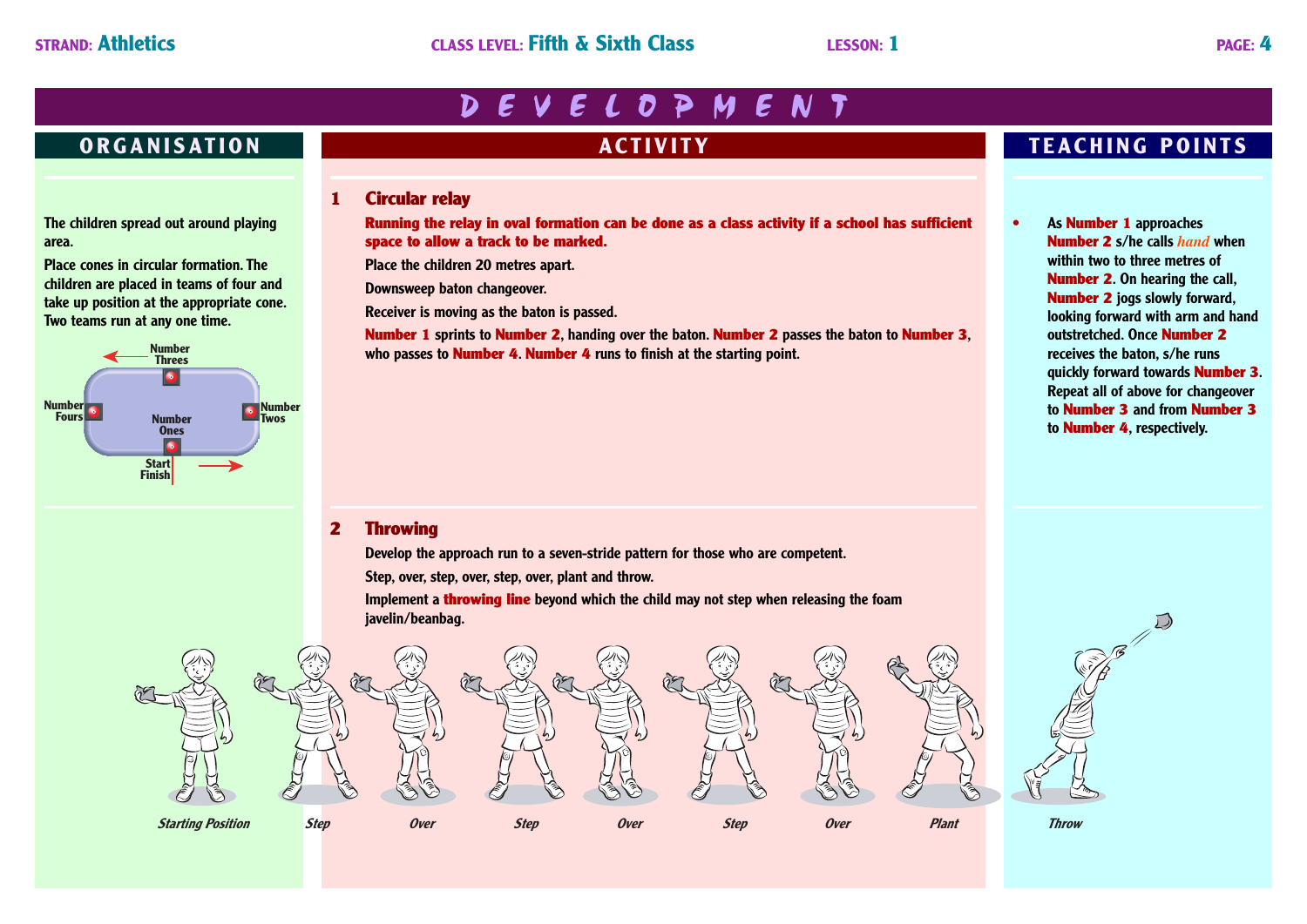STRAND: **Athletics** CLASS LEVEL: **Fifth & Sixth Class** LESSON: **1**

# DEVELOPMENT

## ORGANISATION

The children spread out around playing area.

Place cones in circular formation. The children are placed in teams of four and take up position at the appropriate cone. Two teams run at any one time.

Number Threes

Number Fours

Number Ones

Number Twos

Start
Finish

## ACTIVITY

### 1 Circular relay

**Running the relay in oval formation can be done as a class activity if a school has sufficient space to allow a track to be marked.**

Place the children 20 metres apart.

Downsweep baton changeover.

Receiver is moving as the baton is passed.

**Number 1** sprints to **Number 2**, handing over the baton. **Number 2** passes the baton to **Number 3**, who passes to **Number 4**. **Number 4** runs to finish at the starting point.

## TEACHING POINTS

- As **Number 1** approaches **Number 2** s/he calls *hand* when within two to three metres of **Number 2**. On hearing the call, **Number 2** jogs slowly forward, looking forward with arm and hand outstretched. Once **Number 2** receives the baton, s/he runs quickly forward towards **Number 3**. Repeat all of above for changeover to **Number 3** and from **Number 3** to **Number 4**, respectively.

### 2 Throwing

Develop the approach run to a seven-stride pattern for those who are competent.

Step, over, step, over, step, over, plant and throw.

Implement a **throwing line** beyond which the child may not step when releasing the foam javelin/beanbag.

*Starting Position* *Step* *Over* *Step* *Over* *Step* *Over* *Plant* *Throw*